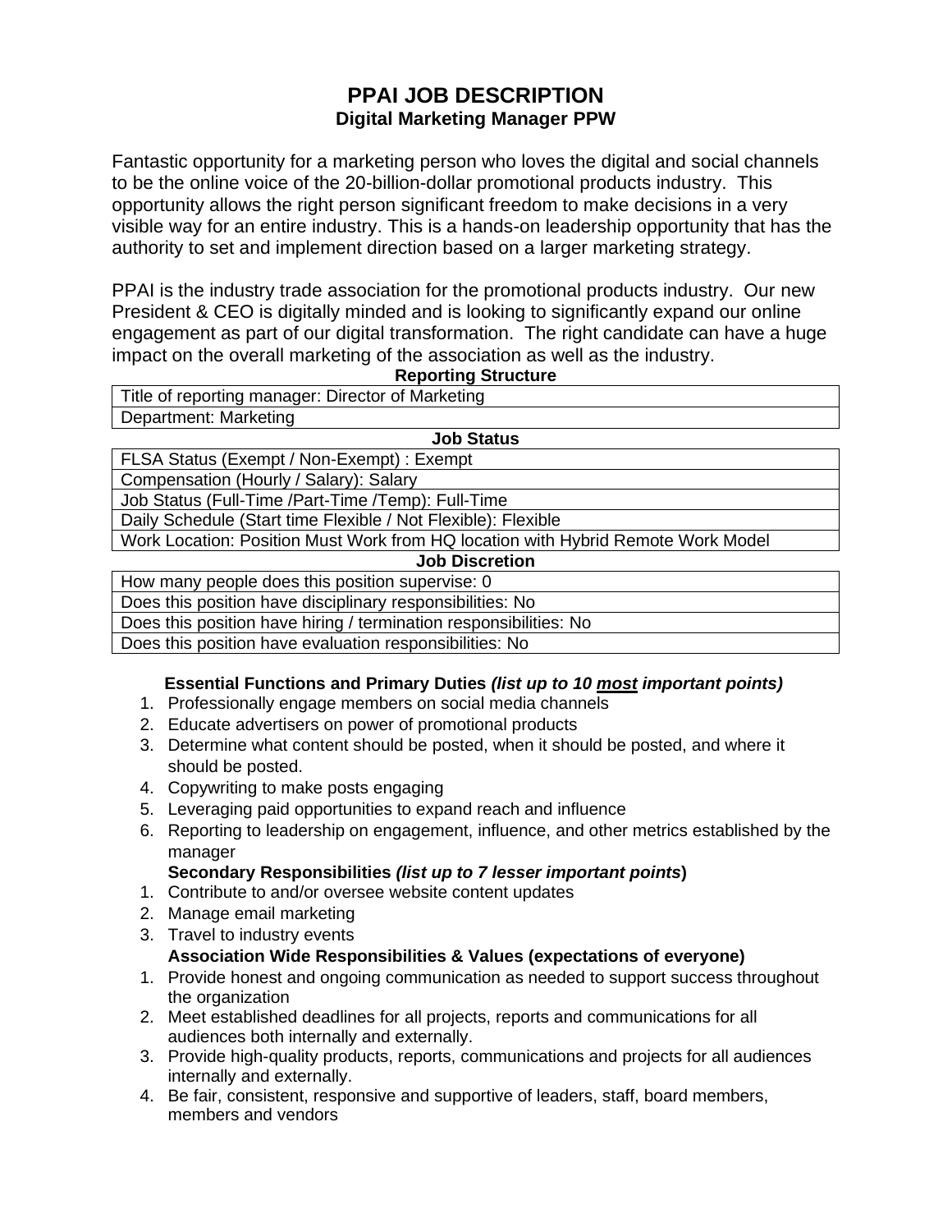# PPAI JOB DESCRIPTION

## Digital Marketing Manager PPW

Fantastic opportunity for a marketing person who loves the digital and social channels to be the online voice of the 20-billion-dollar promotional products industry. This opportunity allows the right person significant freedom to make decisions in a very visible way for an entire industry. This is a hands-on leadership opportunity that has the authority to set and implement direction based on a larger marketing strategy.

PPAI is the industry trade association for the promotional products industry. Our new President & CEO is digitally minded and is looking to significantly expand our online engagement as part of our digital transformation. The right candidate can have a huge impact on the overall marketing of the association as well as the industry.

| **Reporting Structure** |
| --- |
| Title of reporting manager: Director of Marketing |
| Department: Marketing |

| **Job Status** |
| --- |
| FLSA Status (Exempt / Non-Exempt) : Exempt |
| Compensation (Hourly / Salary): Salary |
| Job Status (Full-Time /Part-Time /Temp): Full-Time |
| Daily Schedule (Start time Flexible / Not Flexible): Flexible |
| Work Location: Position Must Work from HQ location with Hybrid Remote Work Model |

| **Job Discretion** |
| --- |
| How many people does this position supervise: 0 |
| Does this position have disciplinary responsibilities: No |
| Does this position have hiring / termination responsibilities: No |
| Does this position have evaluation responsibilities: No |

**Essential Functions and Primary Duties *(list up to 10 most important points)***

1. Professionally engage members on social media channels
2. Educate advertisers on power of promotional products
3. Determine what content should be posted, when it should be posted, and where it should be posted.
4. Copywriting to make posts engaging
5. Leveraging paid opportunities to expand reach and influence
6. Reporting to leadership on engagement, influence, and other metrics established by the manager

**Secondary Responsibilities *(list up to 7 lesser important points*)**

1. Contribute to and/or oversee website content updates
2. Manage email marketing
3. Travel to industry events

**Association Wide Responsibilities & Values (expectations of everyone)**

1. Provide honest and ongoing communication as needed to support success throughout the organization
2. Meet established deadlines for all projects, reports and communications for all audiences both internally and externally.
3. Provide high-quality products, reports, communications and projects for all audiences internally and externally.
4. Be fair, consistent, responsive and supportive of leaders, staff, board members, members and vendors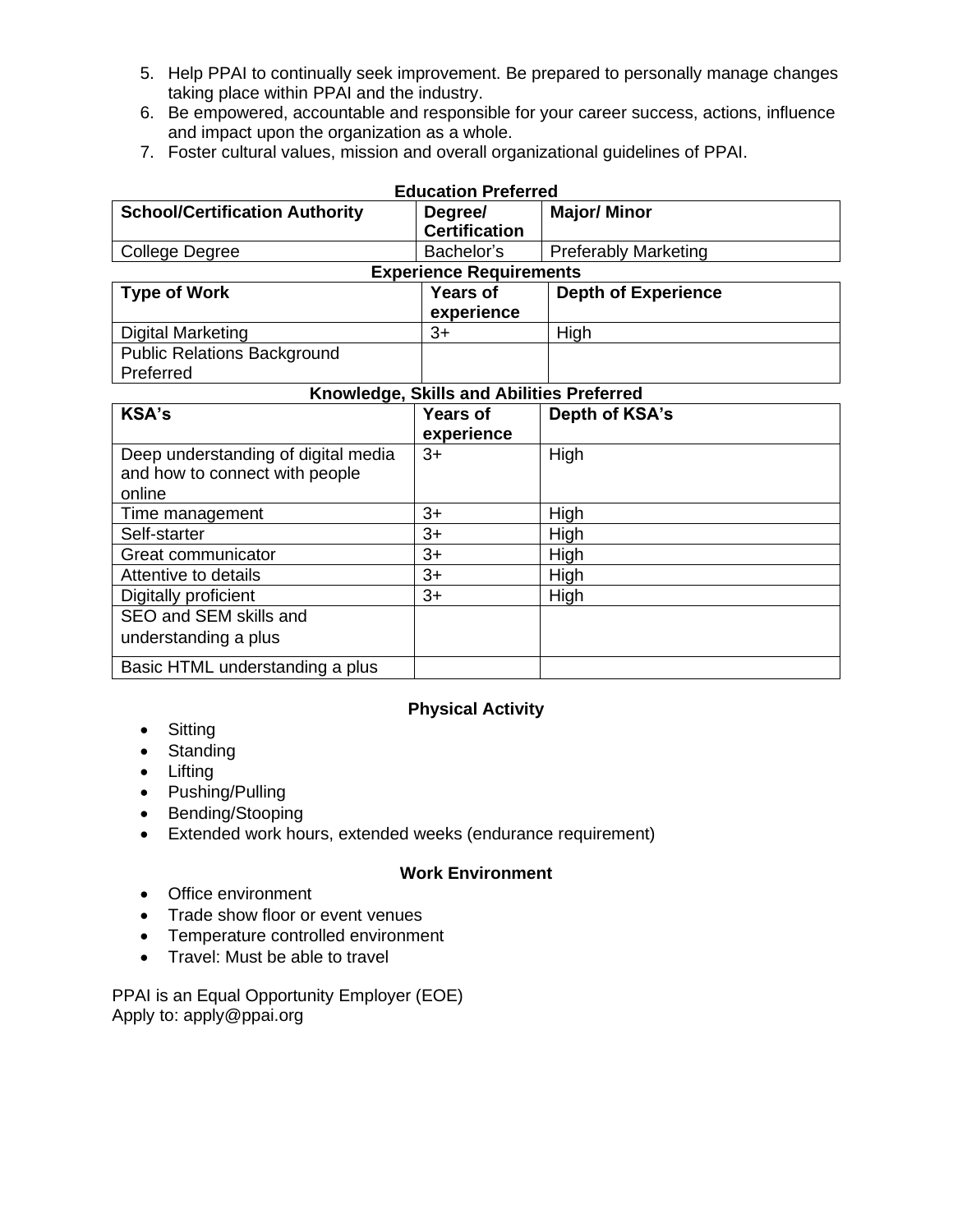5. Help PPAI to continually seek improvement. Be prepared to personally manage changes taking place within PPAI and the industry.
6. Be empowered, accountable and responsible for your career success, actions, influence and impact upon the organization as a whole.
7. Foster cultural values, mission and overall organizational guidelines of PPAI.

**Education Preferred**

| School/Certification Authority | Degree/ Certification | Major/ Minor |
|---|---|---|
| College Degree | Bachelor's | Preferably Marketing |

**Experience Requirements**

| Type of Work | Years of experience | Depth of Experience |
|---|---|---|
| Digital Marketing | 3+ | High |
| Public Relations Background Preferred | | |

**Knowledge, Skills and Abilities Preferred**

| KSA's | Years of experience | Depth of KSA's |
|---|---|---|
| Deep understanding of digital media and how to connect with people online | 3+ | High |
| Time management | 3+ | High |
| Self-starter | 3+ | High |
| Great communicator | 3+ | High |
| Attentive to details | 3+ | High |
| Digitally proficient | 3+ | High |
| SEO and SEM skills and understanding a plus | | |
| Basic HTML understanding a plus | | |

**Physical Activity**

- Sitting
- Standing
- Lifting
- Pushing/Pulling
- Bending/Stooping
- Extended work hours, extended weeks (endurance requirement)

**Work Environment**

- Office environment
- Trade show floor or event venues
- Temperature controlled environment
- Travel: Must be able to travel

PPAI is an Equal Opportunity Employer (EOE)
Apply to: apply@ppai.org